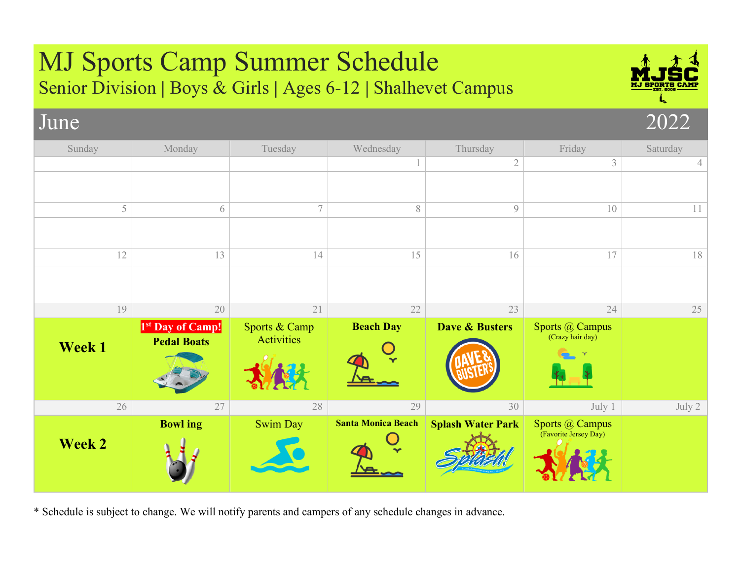# MJ Sports Camp Summer Schedule

## Senior Division | Boys & Girls | Ages 6-12 | Shalhevet Campus

MJSC MJ SPORTS CAMP EST. 2008

## June 2022

| Sunday | Monday | Tuesday | Wednesday | Thursday | Friday | Saturday |
|---|---|---|---|---|---|---|
| | | | 1 | 2 | 3 | 4 |
| 5 | 6 | 7 | 8 | 9 | 10 | 11 |
| 12 | 13 | 14 | 15 | 16 | 17 | 18 |
| 19 | 20 | 21 | 22 | 23 | 24 | 25 |
| **Week 1** | **1st Day of Camp!** **Pedal Boats** | Sports & Camp Activities | **Beach Day** | **Dave & Busters** | Sports @ Campus (Crazy hair day) | |
| 26 | 27 | 28 | 29 | 30 | July 1 | July 2 |
| **Week 2** | **Bowl ing** | Swim Day | **Santa Monica Beach** | **Splash Water Park** | Sports @ Campus (Favorite Jersey Day) | |

* Schedule is subject to change. We will notify parents and campers of any schedule changes in advance.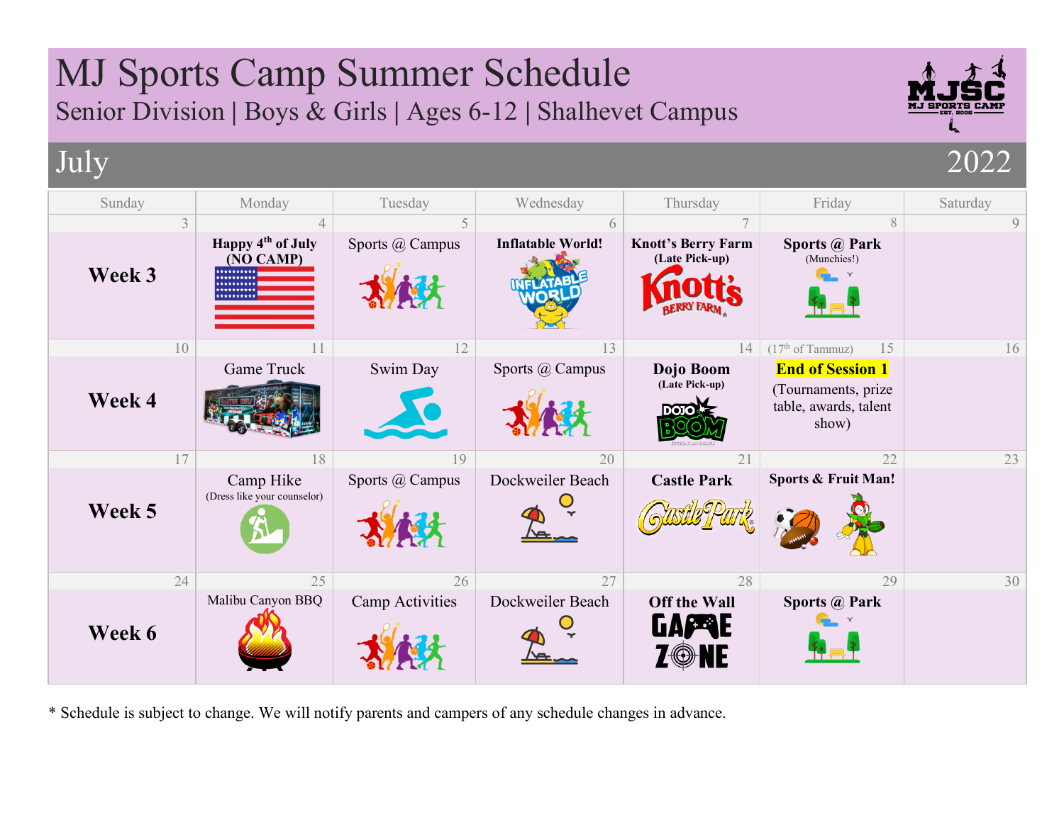# MJ Sports Camp Summer Schedule

## Senior Division | Boys & Girls | Ages 6-12 | Shalhevet Campus

## July 2022

| Sunday | Monday | Tuesday | Wednesday | Thursday | Friday | Saturday |
|---|---|---|---|---|---|---|
| 3 | 4 | 5 | 6 | 7 | 8 | 9 |
| **Week 3** | **Happy 4th of July (NO CAMP)** | Sports @ Campus | **Inflatable World!** | **Knott's Berry Farm (Late Pick-up)** | **Sports @ Park** (Munchies!) | |
| 10 | 11 | 12 | 13 | 14 | (17th of Tammuz) 15 | 16 |
| **Week 4** | Game Truck | Swim Day | Sports @ Campus | **Dojo Boom (Late Pick-up)** | **End of Session 1** (Tournaments, prize table, awards, talent show) | |
| 17 | 18 | 19 | 20 | 21 | 22 | 23 |
| **Week 5** | Camp Hike (Dress like your counselor) | Sports @ Campus | Dockweiler Beach | **Castle Park** | **Sports & Fruit Man!** | |
| 24 | 25 | 26 | 27 | 28 | 29 | 30 |
| **Week 6** | Malibu Canyon BBQ | Camp Activities | Dockweiler Beach | **Off the Wall** Game Zone | **Sports @ Park** | |

\* Schedule is subject to change. We will notify parents and campers of any schedule changes in advance.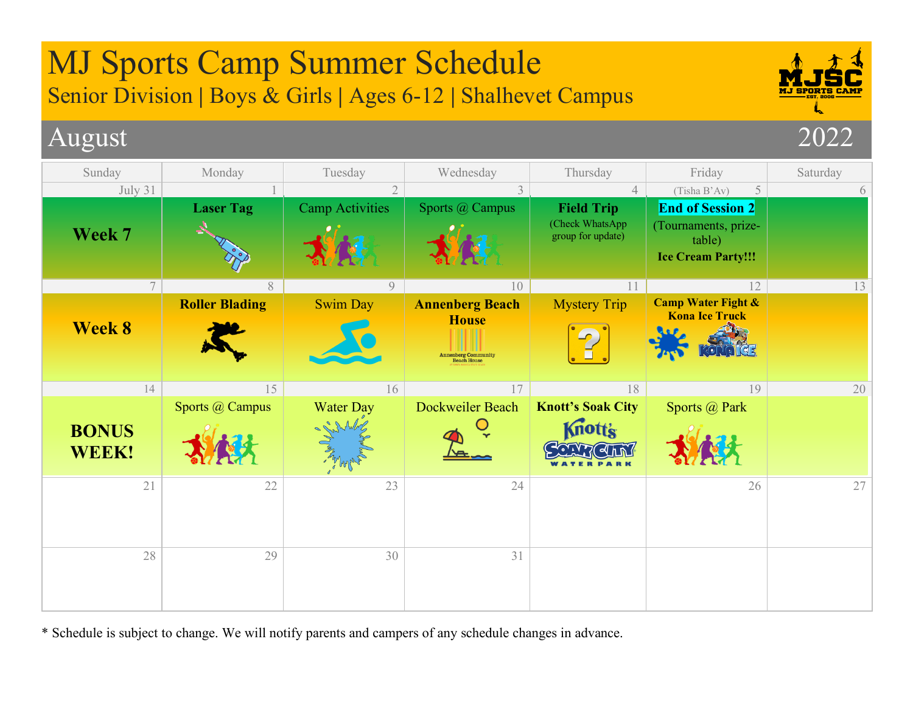# MJ Sports Camp Summer Schedule

## Senior Division | Boys & Girls | Ages 6-12 | Shalhevet Campus

## August 2022

| Sunday | Monday | Tuesday | Wednesday | Thursday | Friday | Saturday |
|---|---|---|---|---|---|---|
| July 31 | 1 | 2 | 3 | 4 | (Tisha B'Av) 5 | 6 |
| **Week 7** | **Laser Tag** | Camp Activities | Sports @ Campus | **Field Trip** (Check WhatsApp group for update) | **End of Session 2** (Tournaments, prize-table) **Ice Cream Party!!!** | |
| 7 | 8 | 9 | 10 | 11 | 12 | 13 |
| **Week 8** | **Roller Blading** | Swim Day | **Annenberg Beach House** | Mystery Trip | **Camp Water Fight & Kona Ice Truck** | |
| 14 | 15 | 16 | 17 | 18 | 19 | 20 |
| **BONUS WEEK!** | Sports @ Campus | Water Day | Dockweiler Beach | **Knott's Soak City** | Sports @ Park | |
| 21 | 22 | 23 | 24 | | 26 | 27 |
| 28 | 29 | 30 | 31 | | | |

* Schedule is subject to change. We will notify parents and campers of any schedule changes in advance.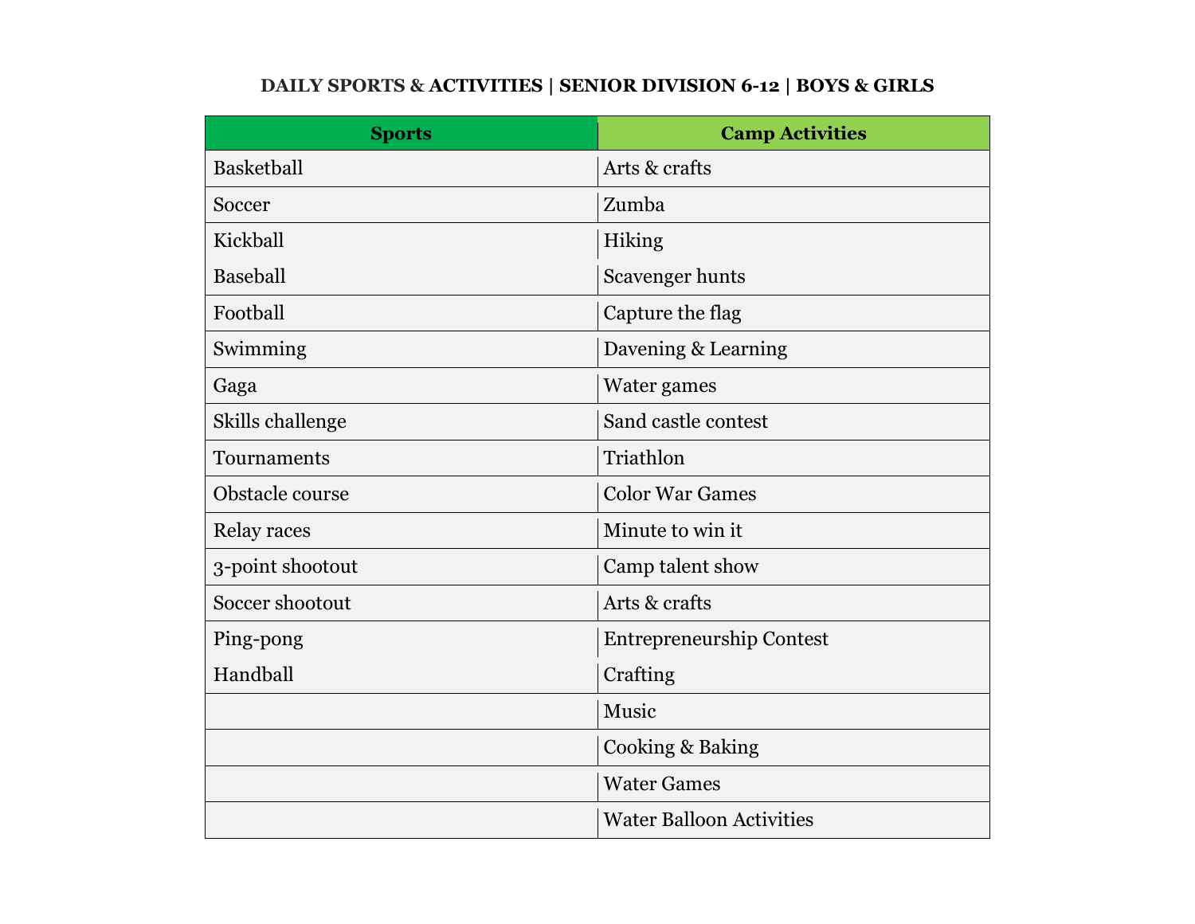**DAILY SPORTS & ACTIVITIES | SENIOR DIVISION 6-12 | BOYS & GIRLS**

| Sports | Camp Activities |
|---|---|
| Basketball | Arts & crafts |
| Soccer | Zumba |
| Kickball | Hiking |
| Baseball | Scavenger hunts |
| Football | Capture the flag |
| Swimming | Davening & Learning |
| Gaga | Water games |
| Skills challenge | Sand castle contest |
| Tournaments | Triathlon |
| Obstacle course | Color War Games |
| Relay races | Minute to win it |
| 3-point shootout | Camp talent show |
| Soccer shootout | Arts & crafts |
| Ping-pong | Entrepreneurship Contest |
| Handball | Crafting |
| | Music |
| | Cooking & Baking |
| | Water Games |
| | Water Balloon Activities |